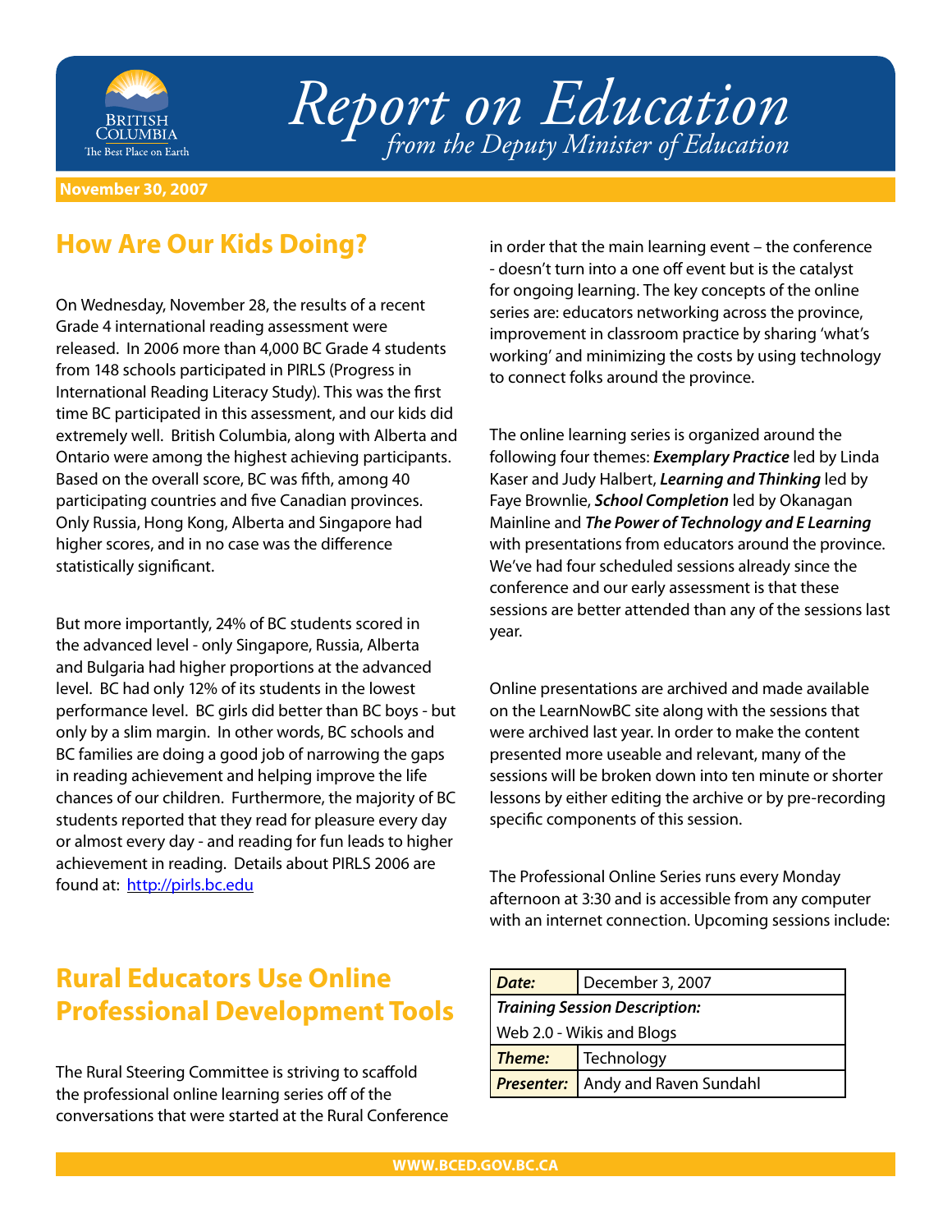# Report on Education

*from the Deputy Minister of Education*

**November 30, 2007**

## How Are Our Kids Doing?

On Wednesday, November 28, the results of a recent Grade 4 international reading assessment were released. In 2006 more than 4,000 BC Grade 4 students from 148 schools participated in PIRLS (Progress in International Reading Literacy Study). This was the first time BC participated in this assessment, and our kids did extremely well. British Columbia, along with Alberta and Ontario were among the highest achieving participants. Based on the overall score, BC was fifth, among 40 participating countries and five Canadian provinces. Only Russia, Hong Kong, Alberta and Singapore had higher scores, and in no case was the difference statistically significant.

But more importantly, 24% of BC students scored in the advanced level - only Singapore, Russia, Alberta and Bulgaria had higher proportions at the advanced level. BC had only 12% of its students in the lowest performance level. BC girls did better than BC boys - but only by a slim margin. In other words, BC schools and BC families are doing a good job of narrowing the gaps in reading achievement and helping improve the life chances of our children. Furthermore, the majority of BC students reported that they read for pleasure every day or almost every day - and reading for fun leads to higher achievement in reading. Details about PIRLS 2006 are found at: http://pirls.bc.edu

## Rural Educators Use Online Professional Development Tools

The Rural Steering Committee is striving to scaffold the professional online learning series off of the conversations that were started at the Rural Conference in order that the main learning event – the conference - doesn't turn into a one off event but is the catalyst for ongoing learning. The key concepts of the online series are: educators networking across the province, improvement in classroom practice by sharing 'what's working' and minimizing the costs by using technology to connect folks around the province.

The online learning series is organized around the following four themes: ***Exemplary Practice*** led by Linda Kaser and Judy Halbert, ***Learning and Thinking*** led by Faye Brownlie, ***School Completion*** led by Okanagan Mainline and ***The Power of Technology and E Learning*** with presentations from educators around the province. We've had four scheduled sessions already since the conference and our early assessment is that these sessions are better attended than any of the sessions last year.

Online presentations are archived and made available on the LearnNowBC site along with the sessions that were archived last year. In order to make the content presented more useable and relevant, many of the sessions will be broken down into ten minute or shorter lessons by either editing the archive or by pre-recording specific components of this session.

The Professional Online Series runs every Monday afternoon at 3:30 and is accessible from any computer with an internet connection. Upcoming sessions include:

| | |
|---|---|
| ***Date:*** | December 3, 2007 |
| ***Training Session Description:*** | |
| Web 2.0 - Wikis and Blogs | |
| ***Theme:*** | Technology |
| ***Presenter:*** | Andy and Raven Sundahl |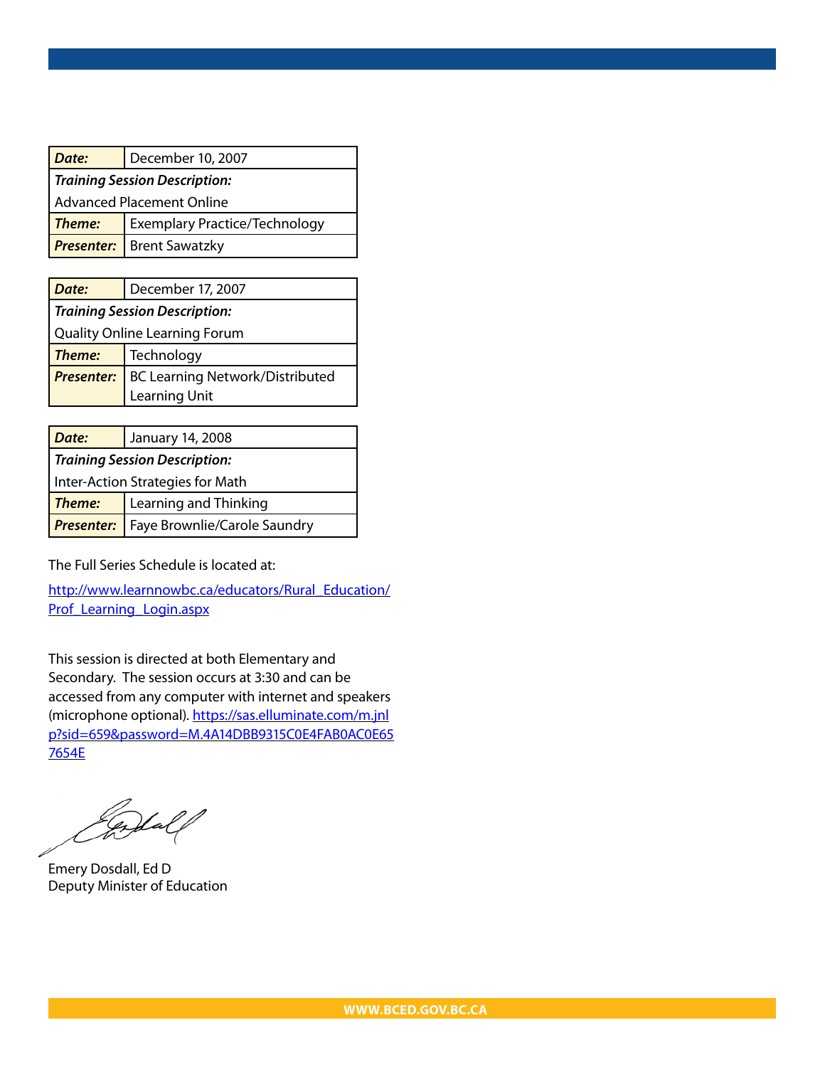| | |
|---|---|
| ***Date:*** | December 10, 2007 |
| ***Training Session Description:*** | |
| Advanced Placement Online | |
| ***Theme:*** | Exemplary Practice/Technology |
| ***Presenter:*** | Brent Sawatzky |

| | |
|---|---|
| ***Date:*** | December 17, 2007 |
| ***Training Session Description:*** | |
| Quality Online Learning Forum | |
| ***Theme:*** | Technology |
| ***Presenter:*** | BC Learning Network/Distributed Learning Unit |

| | |
|---|---|
| ***Date:*** | January 14, 2008 |
| ***Training Session Description:*** | |
| Inter-Action Strategies for Math | |
| ***Theme:*** | Learning and Thinking |
| ***Presenter:*** | Faye Brownlie/Carole Saundry |

The Full Series Schedule is located at:

http://www.learnnowbc.ca/educators/Rural_Education/Prof_Learning_Login.aspx

This session is directed at both Elementary and Secondary. The session occurs at 3:30 and can be accessed from any computer with internet and speakers (microphone optional). https://sas.elluminate.com/m.jnlp?sid=659&password=M.4A14DBB9315C0E4FAB0AC0E657654E

Emery Dosdall, Ed D
Deputy Minister of Education